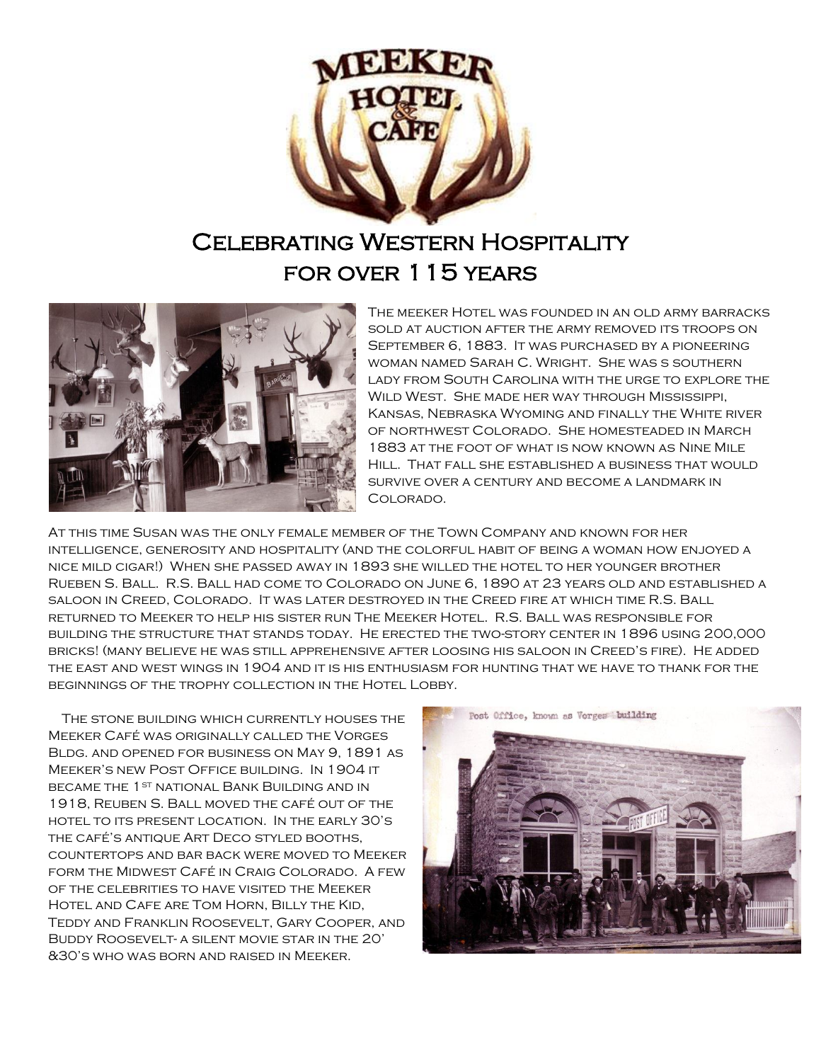# Celebrating Western Hospitality for over 115 years

The meeker Hotel was founded in an old army barracks sold at auction after the army removed its troops on September 6, 1883. It was purchased by a pioneering woman named Sarah C. Wright. She was s southern lady from South Carolina with the urge to explore the Wild West. She made her way through Mississippi, Kansas, Nebraska Wyoming and finally the White river of northwest Colorado. She homesteaded in March 1883 at the foot of what is now known as Nine Mile Hill. That fall she established a business that would survive over a century and become a landmark in Colorado.

At this time Susan was the only female member of the Town Company and known for her intelligence, generosity and hospitality (and the colorful habit of being a woman how enjoyed a nice mild cigar!) When she passed away in 1893 she willed the hotel to her younger brother Rueben S. Ball. R.S. Ball had come to Colorado on June 6, 1890 at 23 years old and established a saloon in Creed, Colorado. It was later destroyed in the Creed fire at which time R.S. Ball returned to Meeker to help his sister run The Meeker Hotel. R.S. Ball was responsible for building the structure that stands today. He erected the two-story center in 1896 using 200,000 bricks! (many believe he was still apprehensive after loosing his saloon in Creed's fire). He added the east and west wings in 1904 and it is his enthusiasm for hunting that we have to thank for the beginnings of the trophy collection in the Hotel Lobby.

The stone building which currently houses the Meeker Café was originally called the Vorges Bldg. and opened for business on May 9, 1891 as Meeker's new Post Office building. In 1904 it became the 1st national Bank Building and in 1918, Reuben S. Ball moved the café out of the hotel to its present location. In the early 30's the café's antique Art Deco styled booths, countertops and bar back were moved to Meeker form the Midwest Café in Craig Colorado. A few of the celebrities to have visited the Meeker Hotel and Cafe are Tom Horn, Billy the Kid, Teddy and Franklin Roosevelt, Gary Cooper, and Buddy Roosevelt- a silent movie star in the 20' &30's who was born and raised in Meeker.

Post Office, known as Verges building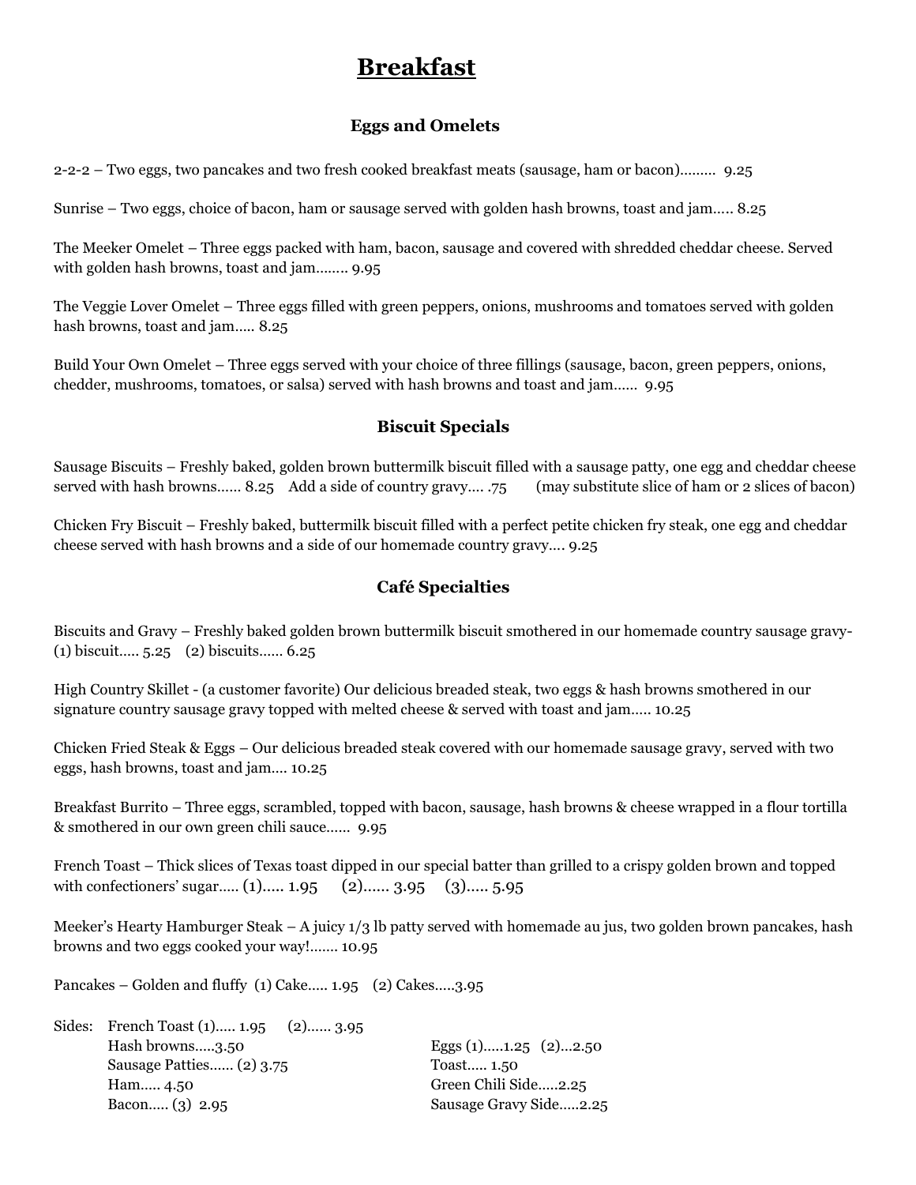# Breakfast

## Eggs and Omelets

2-2-2 – Two eggs, two pancakes and two fresh cooked breakfast meats (sausage, ham or bacon)……… 9.25

Sunrise – Two eggs, choice of bacon, ham or sausage served with golden hash browns, toast and jam….. 8.25

The Meeker Omelet – Three eggs packed with ham, bacon, sausage and covered with shredded cheddar cheese. Served with golden hash browns, toast and jam…….. 9.95

The Veggie Lover Omelet – Three eggs filled with green peppers, onions, mushrooms and tomatoes served with golden hash browns, toast and jam….. 8.25

Build Your Own Omelet – Three eggs served with your choice of three fillings (sausage, bacon, green peppers, onions, chedder, mushrooms, tomatoes, or salsa) served with hash browns and toast and jam…… 9.95

## Biscuit Specials

Sausage Biscuits – Freshly baked, golden brown buttermilk biscuit filled with a sausage patty, one egg and cheddar cheese served with hash browns…… 8.25 Add a side of country gravy…. .75 (may substitute slice of ham or 2 slices of bacon)

Chicken Fry Biscuit – Freshly baked, buttermilk biscuit filled with a perfect petite chicken fry steak, one egg and cheddar cheese served with hash browns and a side of our homemade country gravy…. 9.25

## Café Specialties

Biscuits and Gravy – Freshly baked golden brown buttermilk biscuit smothered in our homemade country sausage gravy- (1) biscuit….. 5.25 (2) biscuits…… 6.25

High Country Skillet - (a customer favorite) Our delicious breaded steak, two eggs & hash browns smothered in our signature country sausage gravy topped with melted cheese & served with toast and jam….. 10.25

Chicken Fried Steak & Eggs – Our delicious breaded steak covered with our homemade sausage gravy, served with two eggs, hash browns, toast and jam…. 10.25

Breakfast Burrito – Three eggs, scrambled, topped with bacon, sausage, hash browns & cheese wrapped in a flour tortilla & smothered in our own green chili sauce…… 9.95

French Toast – Thick slices of Texas toast dipped in our special batter than grilled to a crispy golden brown and topped with confectioners' sugar….. (1)….. 1.95 (2)…… 3.95 (3)….. 5.95

Meeker's Hearty Hamburger Steak – A juicy 1/3 lb patty served with homemade au jus, two golden brown pancakes, hash browns and two eggs cooked your way!……. 10.95

Pancakes – Golden and fluffy (1) Cake….. 1.95 (2) Cakes…..3.95

Sides:
- French Toast (1)….. 1.95 (2)…… 3.95
- Hash browns…..3.50
- Sausage Patties…… (2) 3.75
- Ham….. 4.50
- Bacon….. (3) 2.95
- Eggs (1)…..1.25 (2)…2.50
- Toast….. 1.50
- Green Chili Side…..2.25
- Sausage Gravy Side…..2.25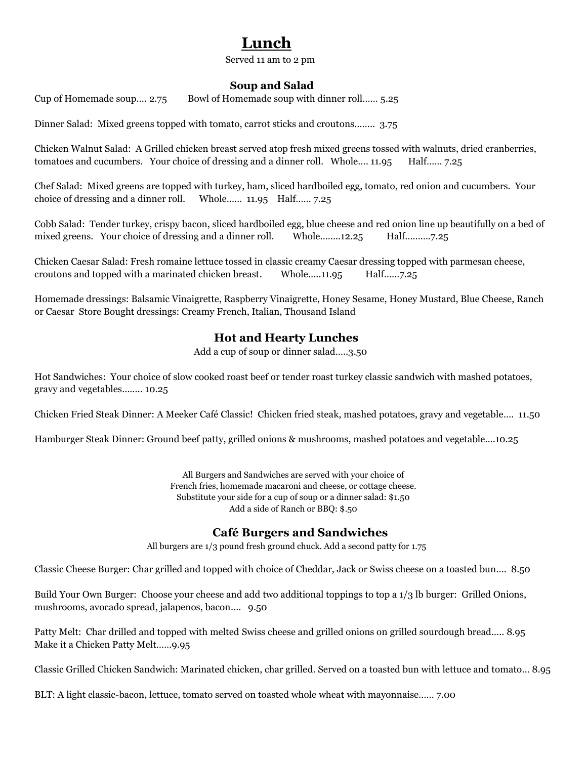# Lunch

Served 11 am to 2 pm

### Soup and Salad

Cup of Homemade soup…. 2.75 Bowl of Homemade soup with dinner roll…… 5.25

Dinner Salad: Mixed greens topped with tomato, carrot sticks and croutons…….. 3.75

Chicken Walnut Salad: A Grilled chicken breast served atop fresh mixed greens tossed with walnuts, dried cranberries, tomatoes and cucumbers. Your choice of dressing and a dinner roll. Whole…. 11.95 Half…… 7.25

Chef Salad: Mixed greens are topped with turkey, ham, sliced hardboiled egg, tomato, red onion and cucumbers. Your choice of dressing and a dinner roll. Whole…… 11.95 Half…… 7.25

Cobb Salad: Tender turkey, crispy bacon, sliced hardboiled egg, blue cheese and red onion line up beautifully on a bed of mixed greens. Your choice of dressing and a dinner roll. Whole……..12.25 Half……….7.25

Chicken Caesar Salad: Fresh romaine lettuce tossed in classic creamy Caesar dressing topped with parmesan cheese, croutons and topped with a marinated chicken breast. Whole…..11.95 Half……7.25

Homemade dressings: Balsamic Vinaigrette, Raspberry Vinaigrette, Honey Sesame, Honey Mustard, Blue Cheese, Ranch or Caesar Store Bought dressings: Creamy French, Italian, Thousand Island

### Hot and Hearty Lunches

Add a cup of soup or dinner salad…..3.50

Hot Sandwiches: Your choice of slow cooked roast beef or tender roast turkey classic sandwich with mashed potatoes, gravy and vegetables…….. 10.25

Chicken Fried Steak Dinner: A Meeker Café Classic! Chicken fried steak, mashed potatoes, gravy and vegetable…. 11.50

Hamburger Steak Dinner: Ground beef patty, grilled onions & mushrooms, mashed potatoes and vegetable….10.25

All Burgers and Sandwiches are served with your choice of French fries, homemade macaroni and cheese, or cottage cheese. Substitute your side for a cup of soup or a dinner salad: $1.50 Add a side of Ranch or BBQ: $.50

### Café Burgers and Sandwiches

All burgers are 1/3 pound fresh ground chuck. Add a second patty for 1.75

Classic Cheese Burger: Char grilled and topped with choice of Cheddar, Jack or Swiss cheese on a toasted bun…. 8.50

Build Your Own Burger: Choose your cheese and add two additional toppings to top a 1/3 lb burger: Grilled Onions, mushrooms, avocado spread, jalapenos, bacon…. 9.50

Patty Melt: Char drilled and topped with melted Swiss cheese and grilled onions on grilled sourdough bread….. 8.95
Make it a Chicken Patty Melt……9.95

Classic Grilled Chicken Sandwich: Marinated chicken, char grilled. Served on a toasted bun with lettuce and tomato… 8.95

BLT: A light classic-bacon, lettuce, tomato served on toasted whole wheat with mayonnaise…… 7.00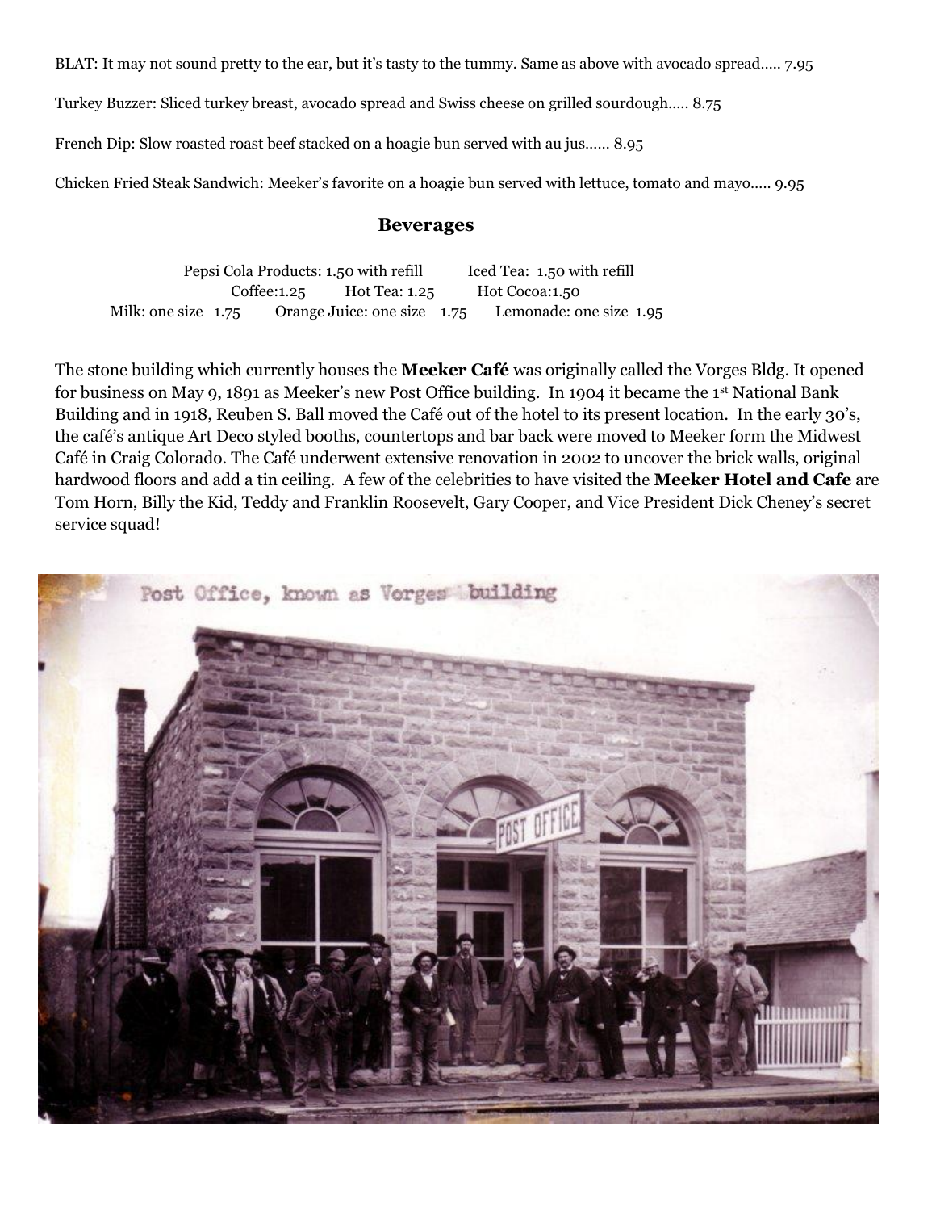BLAT: It may not sound pretty to the ear, but it's tasty to the tummy. Same as above with avocado spread….. 7.95

Turkey Buzzer: Sliced turkey breast, avocado spread and Swiss cheese on grilled sourdough….. 8.75

French Dip: Slow roasted roast beef stacked on a hoagie bun served with au jus…… 8.95

Chicken Fried Steak Sandwich: Meeker's favorite on a hoagie bun served with lettuce, tomato and mayo….. 9.95

## Beverages

Pepsi Cola Products: 1.50 with refill    Iced Tea: 1.50 with refill

Coffee:1.25    Hot Tea: 1.25    Hot Cocoa:1.50

Milk: one size 1.75    Orange Juice: one size 1.75    Lemonade: one size 1.95

The stone building which currently houses the **Meeker Café** was originally called the Vorges Bldg. It opened for business on May 9, 1891 as Meeker's new Post Office building. In 1904 it became the 1st National Bank Building and in 1918, Reuben S. Ball moved the Café out of the hotel to its present location. In the early 30's, the café's antique Art Deco styled booths, countertops and bar back were moved to Meeker form the Midwest Café in Craig Colorado. The Café underwent extensive renovation in 2002 to uncover the brick walls, original hardwood floors and add a tin ceiling. A few of the celebrities to have visited the **Meeker Hotel and Cafe** are Tom Horn, Billy the Kid, Teddy and Franklin Roosevelt, Gary Cooper, and Vice President Dick Cheney's secret service squad!

Post Office, known as Vorges building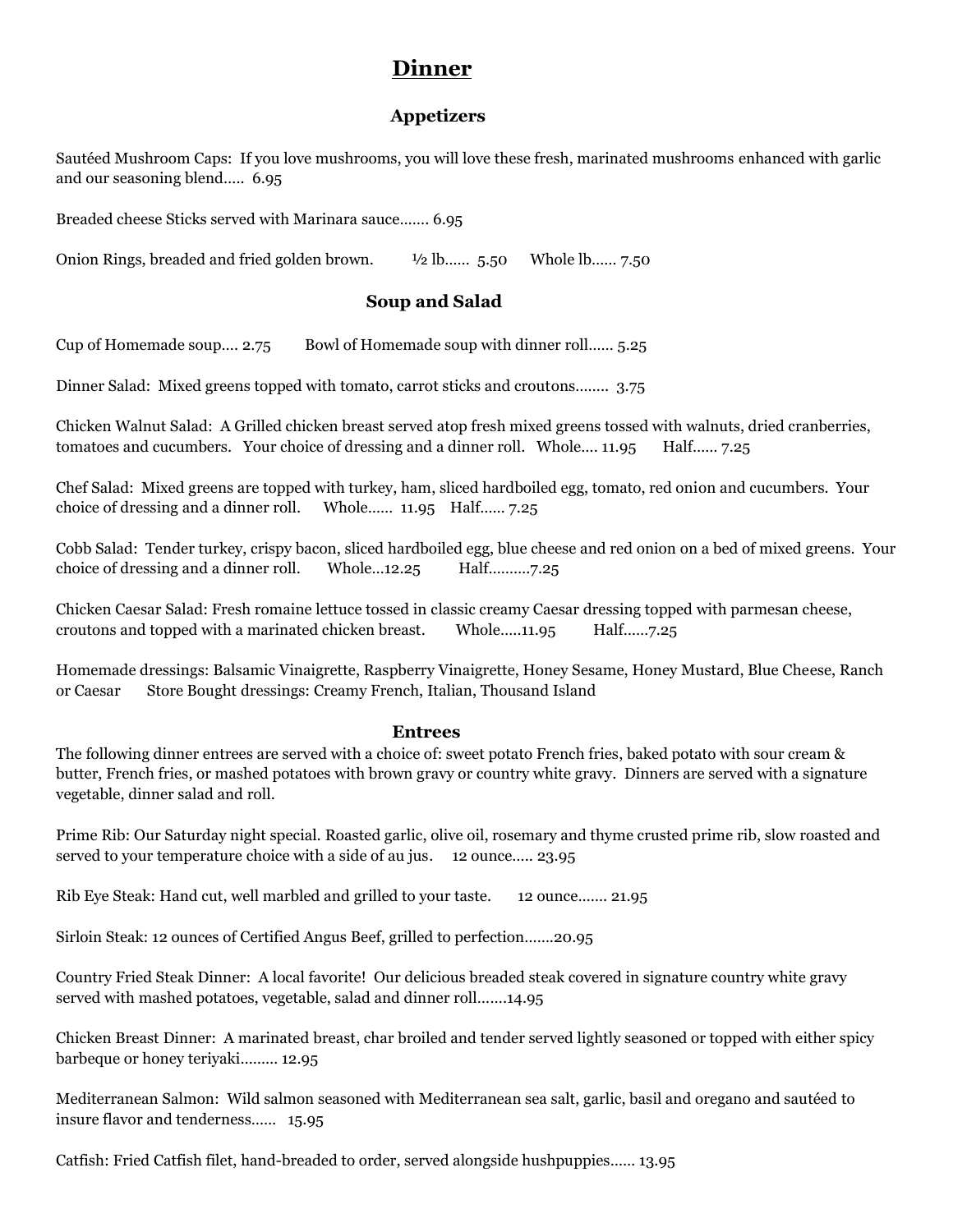# Dinner

## Appetizers

Sautéed Mushroom Caps: If you love mushrooms, you will love these fresh, marinated mushrooms enhanced with garlic and our seasoning blend….. 6.95

Breaded cheese Sticks served with Marinara sauce……. 6.95

Onion Rings, breaded and fried golden brown. ½ lb…… 5.50 Whole lb…… 7.50

## Soup and Salad

Cup of Homemade soup…. 2.75 Bowl of Homemade soup with dinner roll…… 5.25

Dinner Salad: Mixed greens topped with tomato, carrot sticks and croutons…….. 3.75

Chicken Walnut Salad: A Grilled chicken breast served atop fresh mixed greens tossed with walnuts, dried cranberries, tomatoes and cucumbers. Your choice of dressing and a dinner roll. Whole…. 11.95 Half…… 7.25

Chef Salad: Mixed greens are topped with turkey, ham, sliced hardboiled egg, tomato, red onion and cucumbers. Your choice of dressing and a dinner roll. Whole…… 11.95 Half…… 7.25

Cobb Salad: Tender turkey, crispy bacon, sliced hardboiled egg, blue cheese and red onion on a bed of mixed greens. Your choice of dressing and a dinner roll. Whole…12.25 Half……….7.25

Chicken Caesar Salad: Fresh romaine lettuce tossed in classic creamy Caesar dressing topped with parmesan cheese, croutons and topped with a marinated chicken breast. Whole…..11.95 Half……7.25

Homemade dressings: Balsamic Vinaigrette, Raspberry Vinaigrette, Honey Sesame, Honey Mustard, Blue Cheese, Ranch or Caesar Store Bought dressings: Creamy French, Italian, Thousand Island

## Entrees

The following dinner entrees are served with a choice of: sweet potato French fries, baked potato with sour cream & butter, French fries, or mashed potatoes with brown gravy or country white gravy. Dinners are served with a signature vegetable, dinner salad and roll.

Prime Rib: Our Saturday night special. Roasted garlic, olive oil, rosemary and thyme crusted prime rib, slow roasted and served to your temperature choice with a side of au jus. 12 ounce….. 23.95

Rib Eye Steak: Hand cut, well marbled and grilled to your taste. 12 ounce……. 21.95

Sirloin Steak: 12 ounces of Certified Angus Beef, grilled to perfection…….20.95

Country Fried Steak Dinner: A local favorite! Our delicious breaded steak covered in signature country white gravy served with mashed potatoes, vegetable, salad and dinner roll…….14.95

Chicken Breast Dinner: A marinated breast, char broiled and tender served lightly seasoned or topped with either spicy barbeque or honey teriyaki……… 12.95

Mediterranean Salmon: Wild salmon seasoned with Mediterranean sea salt, garlic, basil and oregano and sautéed to insure flavor and tenderness…… 15.95

Catfish: Fried Catfish filet, hand-breaded to order, served alongside hushpuppies…… 13.95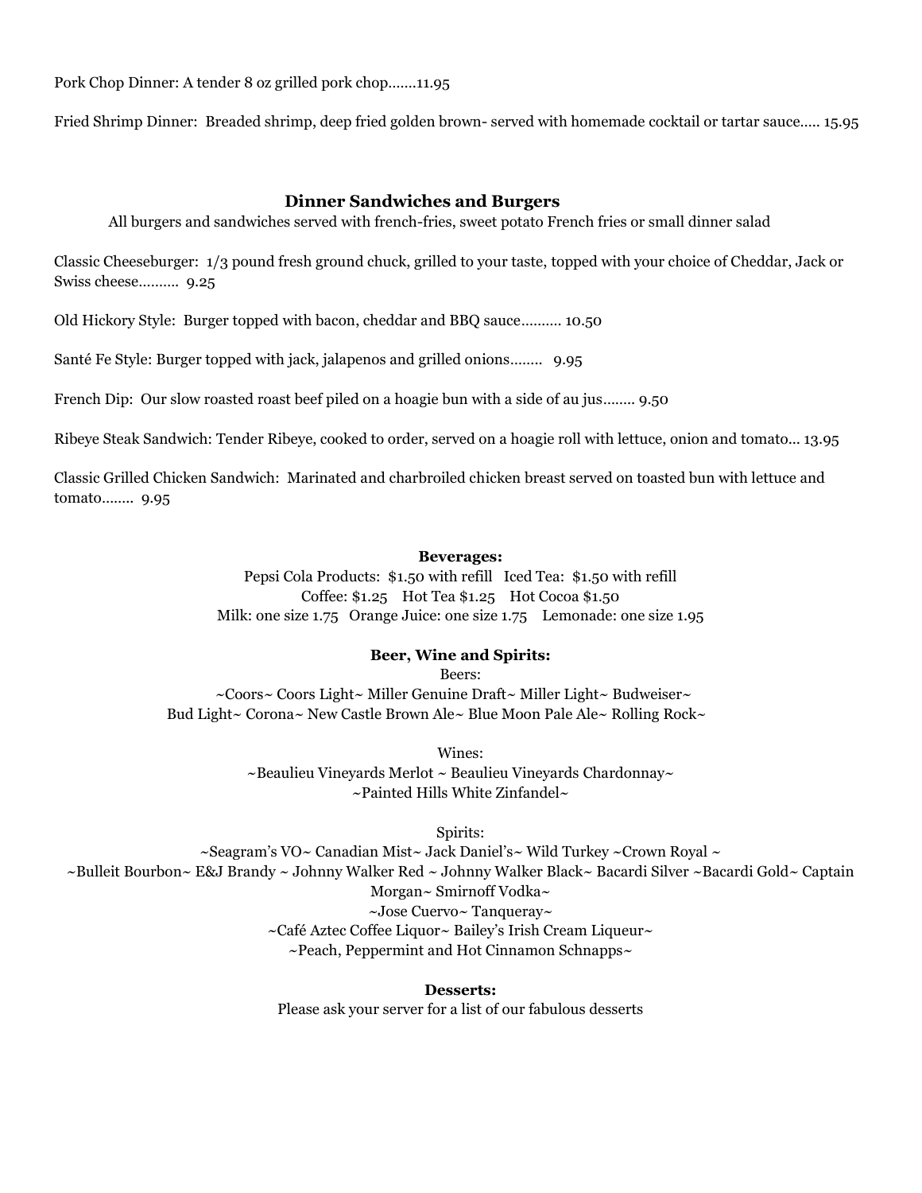Pork Chop Dinner: A tender 8 oz grilled pork chop.......11.95

Fried Shrimp Dinner: Breaded shrimp, deep fried golden brown- served with homemade cocktail or tartar sauce..... 15.95

## Dinner Sandwiches and Burgers

All burgers and sandwiches served with french-fries, sweet potato French fries or small dinner salad

Classic Cheeseburger: 1/3 pound fresh ground chuck, grilled to your taste, topped with your choice of Cheddar, Jack or Swiss cheese.......... 9.25

Old Hickory Style: Burger topped with bacon, cheddar and BBQ sauce.......... 10.50

Santé Fe Style: Burger topped with jack, jalapenos and grilled onions........ 9.95

French Dip: Our slow roasted roast beef piled on a hoagie bun with a side of au jus........ 9.50

Ribeye Steak Sandwich: Tender Ribeye, cooked to order, served on a hoagie roll with lettuce, onion and tomato... 13.95

Classic Grilled Chicken Sandwich: Marinated and charbroiled chicken breast served on toasted bun with lettuce and tomato........ 9.95

**Beverages:**

Pepsi Cola Products: $1.50 with refill Iced Tea: $1.50 with refill
Coffee: $1.25 Hot Tea $1.25 Hot Cocoa $1.50
Milk: one size 1.75 Orange Juice: one size 1.75 Lemonade: one size 1.95

**Beer, Wine and Spirits:**

Beers:
~Coors~ Coors Light~ Miller Genuine Draft~ Miller Light~ Budweiser~
Bud Light~ Corona~ New Castle Brown Ale~ Blue Moon Pale Ale~ Rolling Rock~

Wines:
~Beaulieu Vineyards Merlot ~ Beaulieu Vineyards Chardonnay~
~Painted Hills White Zinfandel~

Spirits:
~Seagram's VO~ Canadian Mist~ Jack Daniel's~ Wild Turkey ~Crown Royal ~
~Bulleit Bourbon~ E&J Brandy ~ Johnny Walker Red ~ Johnny Walker Black~ Bacardi Silver ~Bacardi Gold~ Captain Morgan~ Smirnoff Vodka~
~Jose Cuervo~ Tanqueray~
~Café Aztec Coffee Liquor~ Bailey's Irish Cream Liqueur~
~Peach, Peppermint and Hot Cinnamon Schnapps~

**Desserts:**

Please ask your server for a list of our fabulous desserts